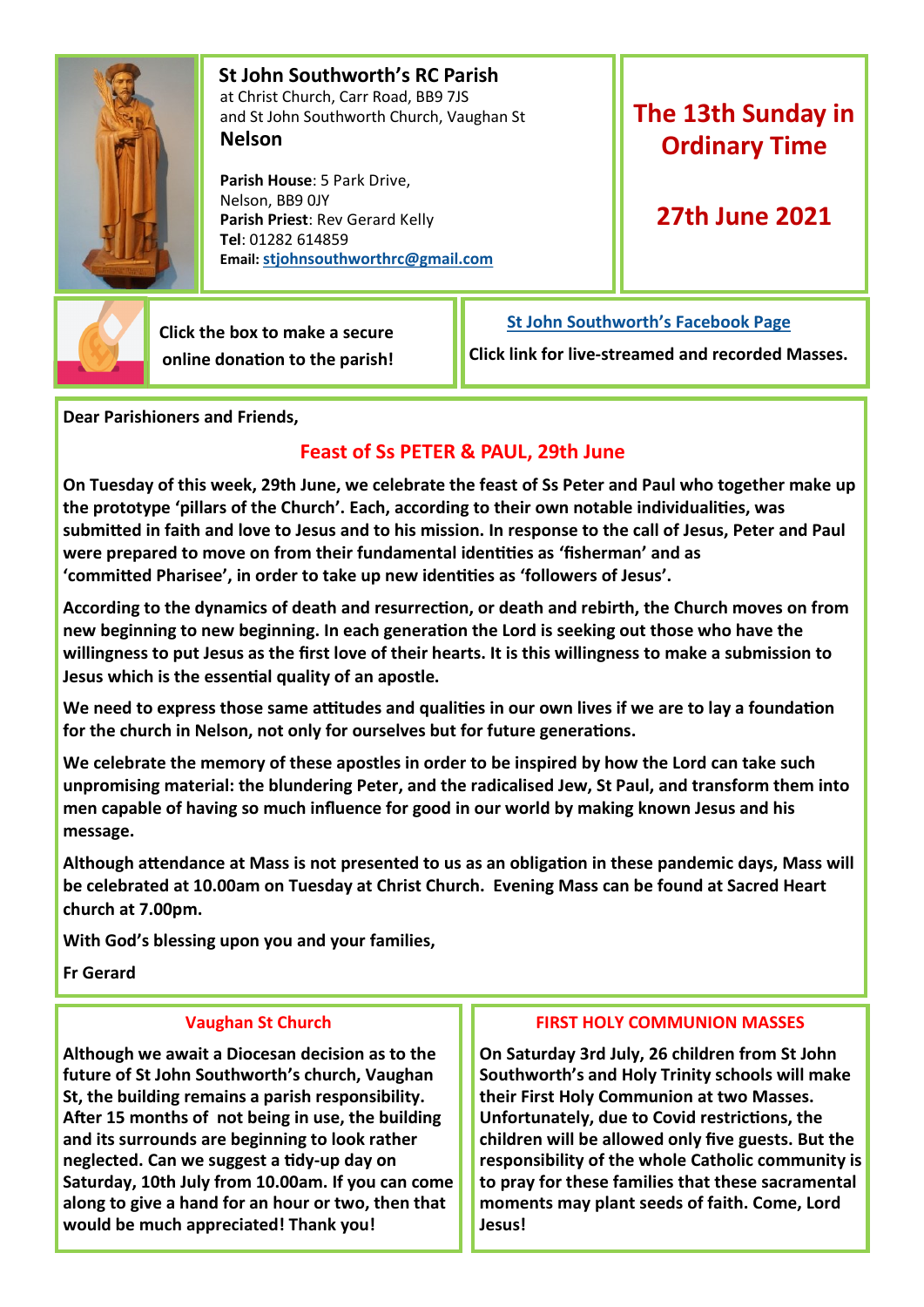## St John Southworth's RC Parish

at Christ Church, Carr Road, BB9 7JS
and St John Southworth Church, Vaughan St
**Nelson**

**Parish House**: 5 Park Drive,
Nelson, BB9 0JY
**Parish Priest**: Rev Gerard Kelly
**Tel**: 01282 614859
**Email:** stjohnsouthworthrc@gmail.com

# The 13th Sunday in Ordinary Time

## 27th June 2021

Click the box to make a secure online donation to the parish!

**St John Southworth's Facebook Page**

Click link for live-streamed and recorded Masses.

**Dear Parishioners and Friends,**

### Feast of Ss PETER & PAUL, 29th June

On Tuesday of this week, 29th June, we celebrate the feast of Ss Peter and Paul who together make up the prototype 'pillars of the Church'. Each, according to their own notable individualities, was submitted in faith and love to Jesus and to his mission. In response to the call of Jesus, Peter and Paul were prepared to move on from their fundamental identities as 'fisherman' and as 'committed Pharisee', in order to take up new identities as 'followers of Jesus'.

According to the dynamics of death and resurrection, or death and rebirth, the Church moves on from new beginning to new beginning. In each generation the Lord is seeking out those who have the willingness to put Jesus as the first love of their hearts. It is this willingness to make a submission to Jesus which is the essential quality of an apostle.

We need to express those same attitudes and qualities in our own lives if we are to lay a foundation for the church in Nelson, not only for ourselves but for future generations.

We celebrate the memory of these apostles in order to be inspired by how the Lord can take such unpromising material: the blundering Peter, and the radicalised Jew, St Paul, and transform them into men capable of having so much influence for good in our world by making known Jesus and his message.

Although attendance at Mass is not presented to us as an obligation in these pandemic days, Mass will be celebrated at 10.00am on Tuesday at Christ Church. Evening Mass can be found at Sacred Heart church at 7.00pm.

With God's blessing upon you and your families,

Fr Gerard

### Vaughan St Church

Although we await a Diocesan decision as to the future of St John Southworth's church, Vaughan St, the building remains a parish responsibility. After 15 months of not being in use, the building and its surrounds are beginning to look rather neglected. Can we suggest a tidy-up day on Saturday, 10th July from 10.00am. If you can come along to give a hand for an hour or two, then that would be much appreciated! Thank you!

### FIRST HOLY COMMUNION MASSES

On Saturday 3rd July, 26 children from St John Southworth's and Holy Trinity schools will make their First Holy Communion at two Masses. Unfortunately, due to Covid restrictions, the children will be allowed only five guests. But the responsibility of the whole Catholic community is to pray for these families that these sacramental moments may plant seeds of faith. Come, Lord Jesus!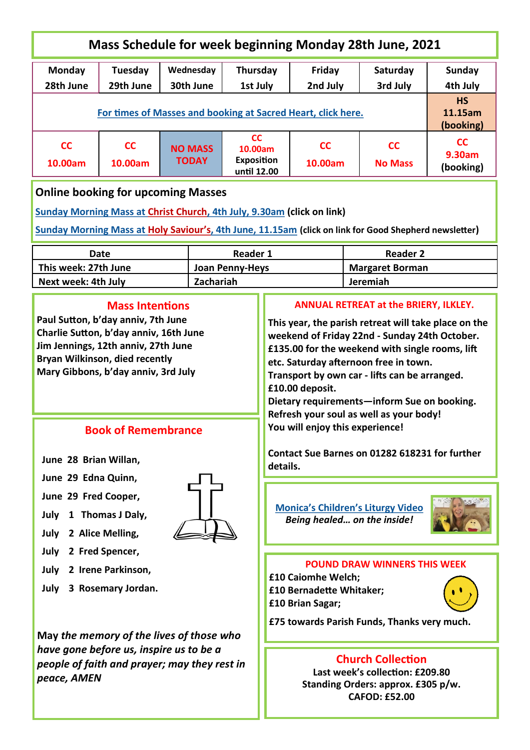## Mass Schedule for week beginning Monday 28th June, 2021

| Monday 28th June | Tuesday 29th June | Wednesday 30th June | Thursday 1st July | Friday 2nd July | Saturday 3rd July | Sunday 4th July |
|---|---|---|---|---|---|---|
| For times of Masses and booking at Sacred Heart, click here. | | | | | | HS 11.15am (booking) |
| CC 10.00am | CC 10.00am | NO MASS TODAY | CC 10.00am Exposition until 12.00 | CC 10.00am | CC No Mass | CC 9.30am (booking) |

### Online booking for upcoming Masses

Sunday Morning Mass at Christ Church, 4th July, 9.30am (click on link)

Sunday Morning Mass at Holy Saviour's, 4th June, 11.15am (click on link for Good Shepherd newsletter)

| Date | Reader 1 | Reader 2 |
|---|---|---|
| This week: 27th June | Joan Penny-Heys | Margaret Borman |
| Next week: 4th July | Zachariah | Jeremiah |

### Mass Intentions

Paul Sutton, b'day anniv, 7th June
Charlie Sutton, b'day anniv, 16th June
Jim Jennings, 12th anniv, 27th June
Bryan Wilkinson, died recently
Mary Gibbons, b'day anniv, 3rd July

### Book of Remembrance

June 28 Brian Willan,
June 29 Edna Quinn,
June 29 Fred Cooper,
July 1 Thomas J Daly,
July 2 Alice Melling,
July 2 Fred Spencer,
July 2 Irene Parkinson,
July 3 Rosemary Jordan.

May *the memory of the lives of those who have gone before us, inspire us to be a people of faith and prayer; may they rest in peace, AMEN*

### ANNUAL RETREAT at the BRIERY, ILKLEY.

This year, the parish retreat will take place on the weekend of Friday 22nd - Sunday 24th October. £135.00 for the weekend with single rooms, lift etc. Saturday afternoon free in town.
Transport by own car - lifts can be arranged.
£10.00 deposit.
Dietary requirements—inform Sue on booking.
Refresh your soul as well as your body!
You will enjoy this experience!

Contact Sue Barnes on 01282 618231 for further details.

Monica's Children's Liturgy Video
*Being healed… on the inside!*

### POUND DRAW WINNERS THIS WEEK

£10 Caiomhe Welch;
£10 Bernadette Whitaker;
£10 Brian Sagar;

£75 towards Parish Funds, Thanks very much.

### Church Collection

Last week's collection: £209.80
Standing Orders: approx. £305 p/w.
CAFOD: £52.00